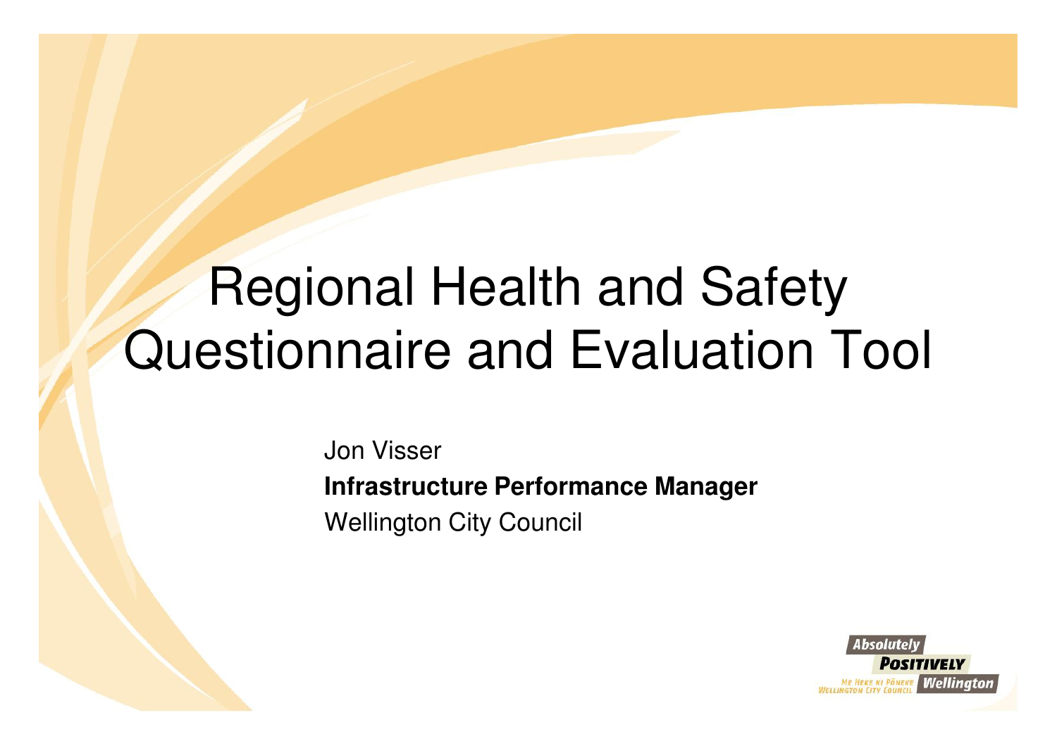# Regional Health and Safety Questionnaire and Evaluation Tool

Jon Visser

**Infrastructure Performance Manager**

Wellington City Council

Absolutely POSITIVELY Wellington

ME HEKE KI PŌNEKE WELLINGTON CITY COUNCIL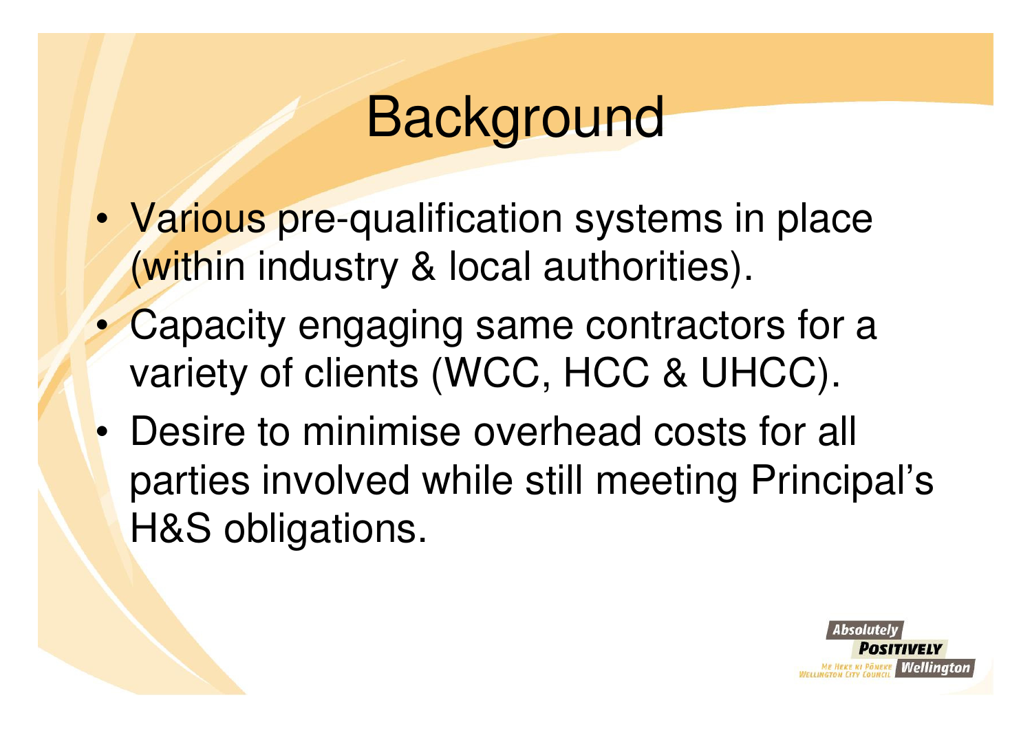# Background

- Various pre-qualification systems in place (within industry & local authorities).
- Capacity engaging same contractors for a variety of clients (WCC, HCC & UHCC).
- Desire to minimise overhead costs for all parties involved while still meeting Principal's H&S obligations.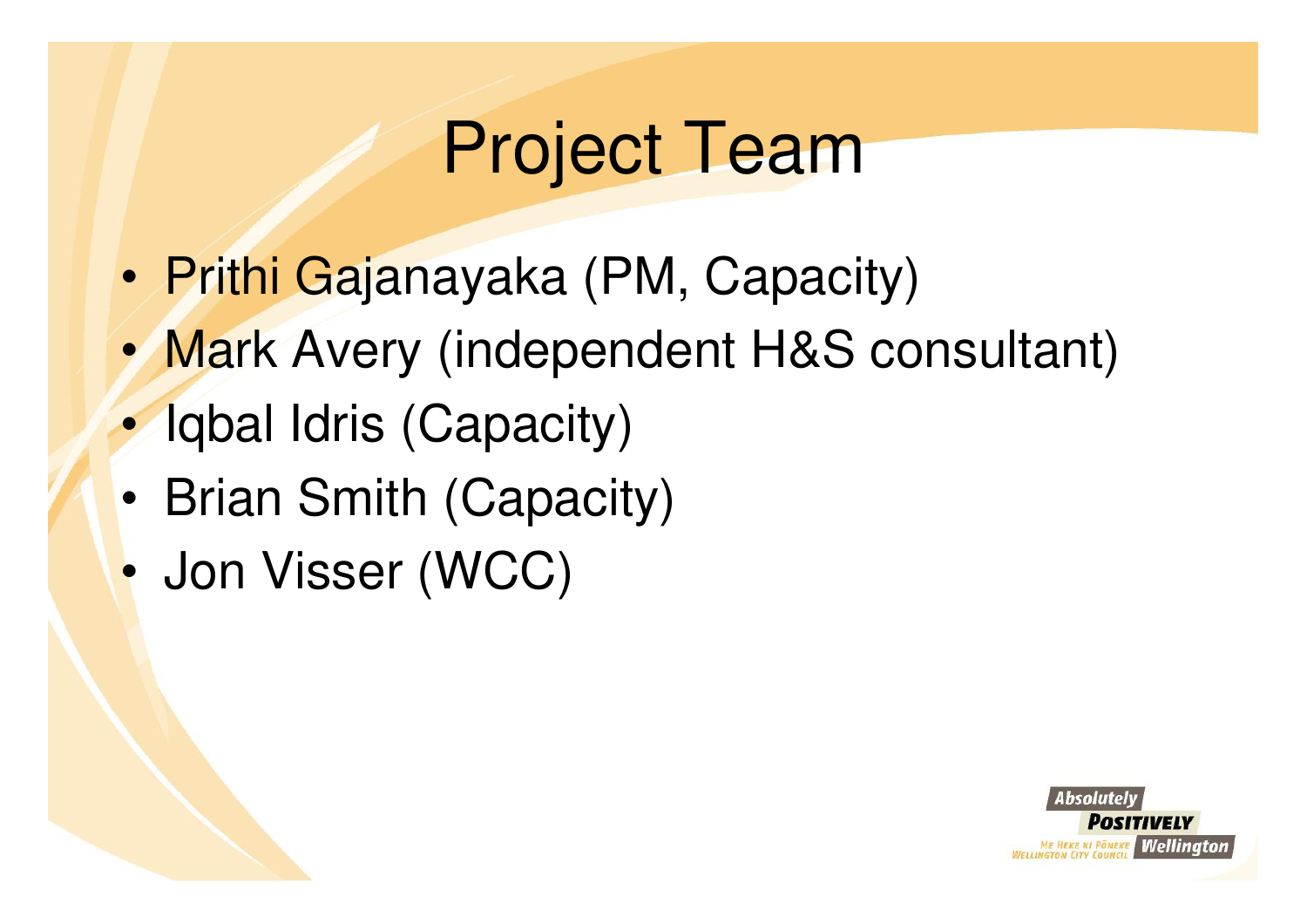# Project Team

- Prithi Gajanayaka (PM, Capacity)
- Mark Avery (independent H&S consultant)
- Iqbal Idris (Capacity)
- Brian Smith (Capacity)
- Jon Visser (WCC)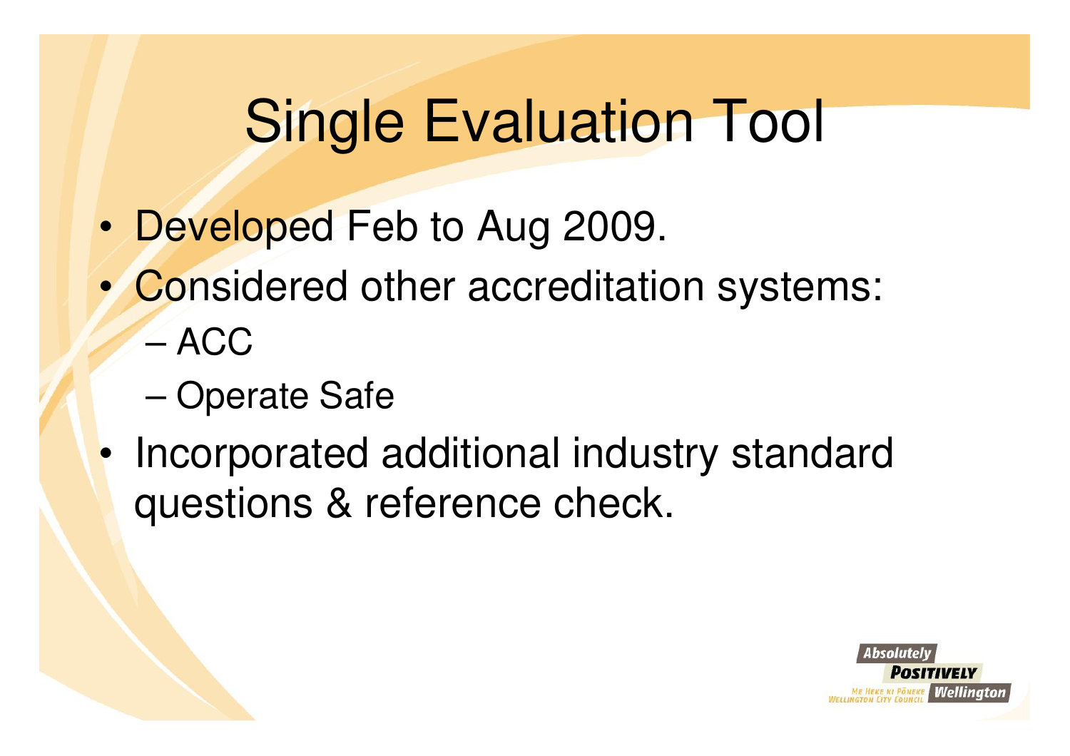# Single Evaluation Tool

- Developed Feb to Aug 2009.
- Considered other accreditation systems:
  - ACC
  - Operate Safe
- Incorporated additional industry standard questions & reference check.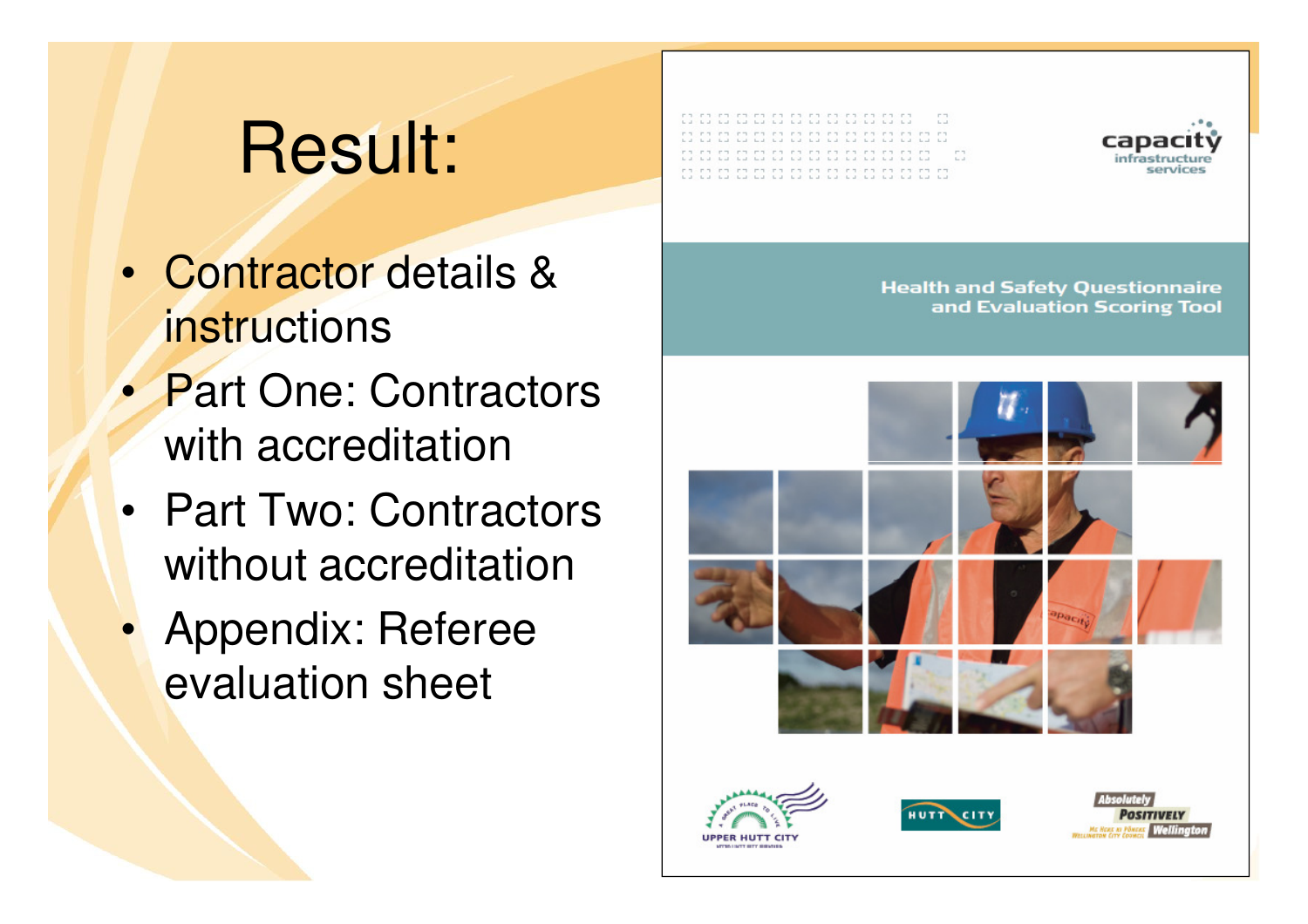# Result:

- Contractor details & instructions
- Part One: Contractors with accreditation
- Part Two: Contractors without accreditation
- Appendix: Referee evaluation sheet

capacity infrastructure services

Health and Safety Questionnaire and Evaluation Scoring Tool

UPPER HUTT CITY

HUTT CITY

Absolutely Positively Wellington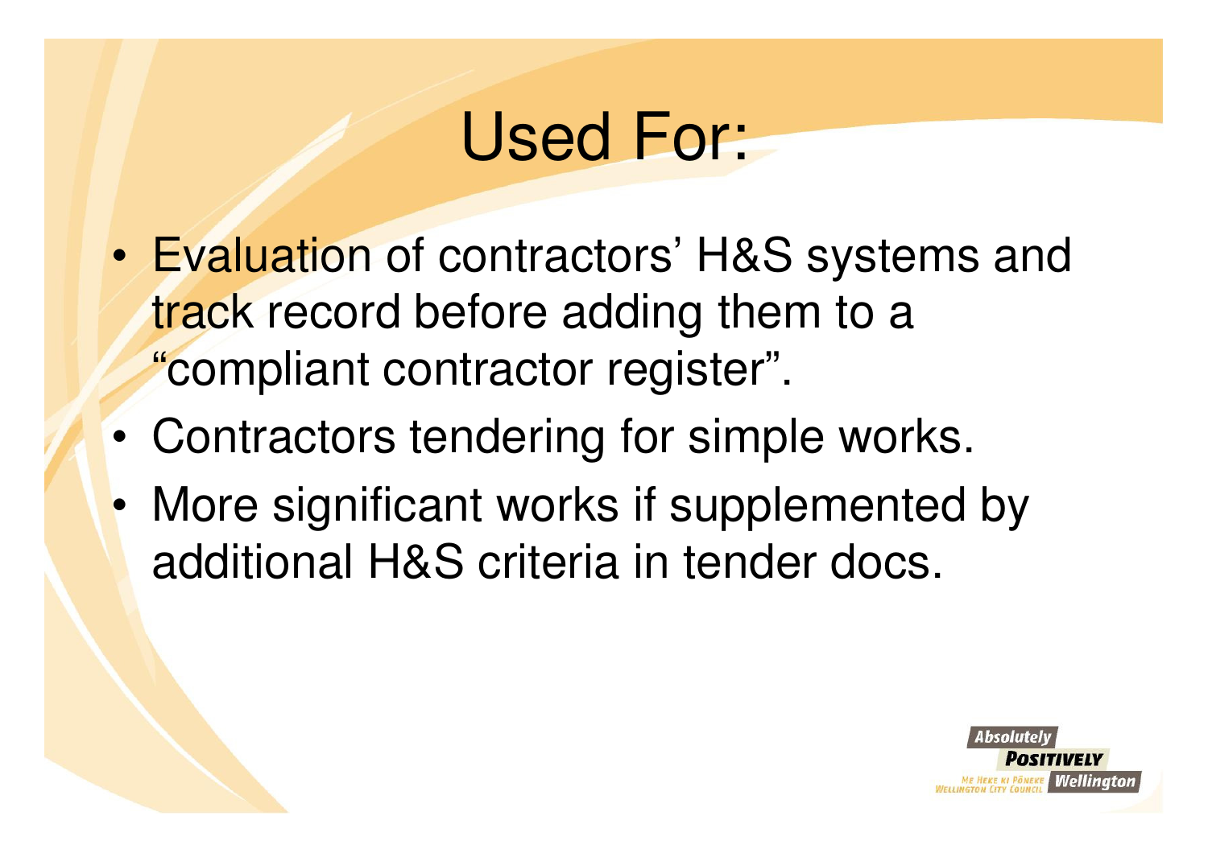# Used For:

- Evaluation of contractors' H&S systems and track record before adding them to a "compliant contractor register".
- Contractors tendering for simple works.
- More significant works if supplemented by additional H&S criteria in tender docs.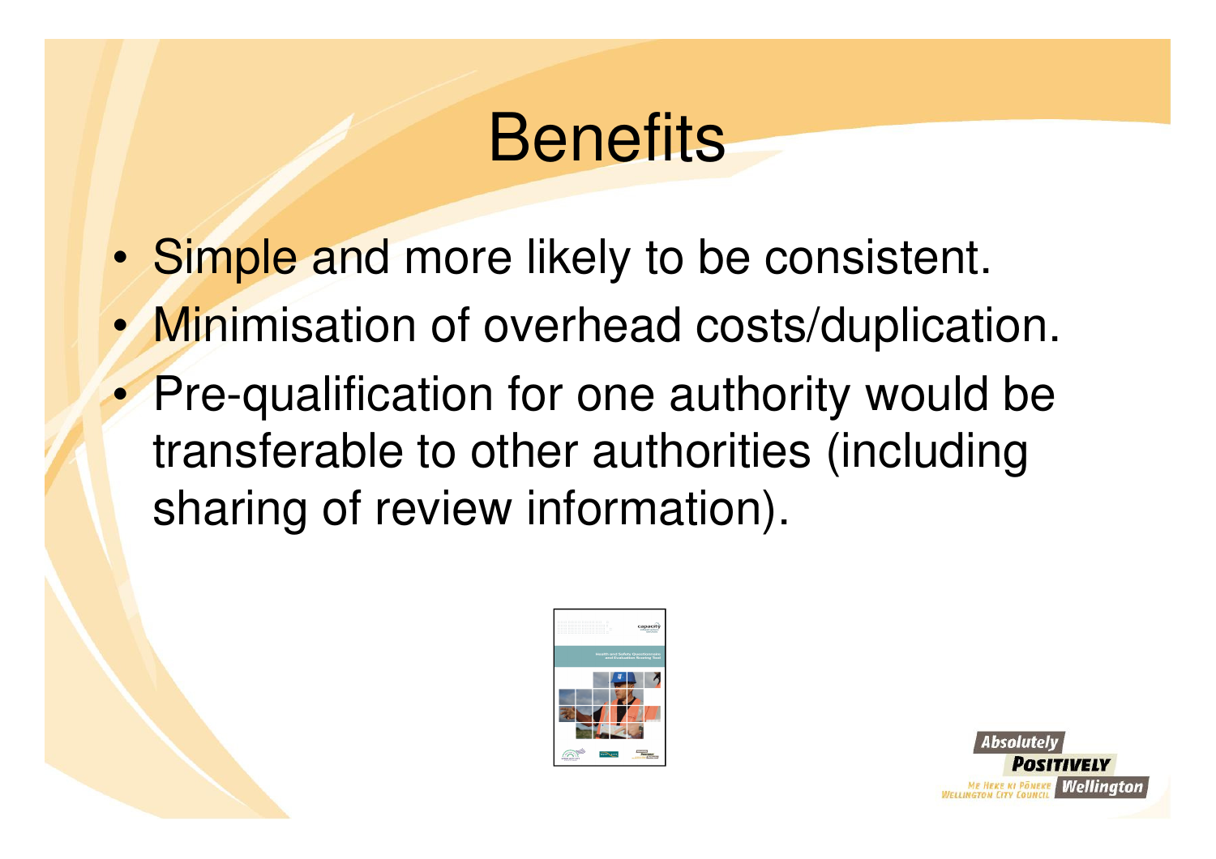# Benefits

- Simple and more likely to be consistent.
- Minimisation of overhead costs/duplication.
- Pre-qualification for one authority would be transferable to other authorities (including sharing of review information).